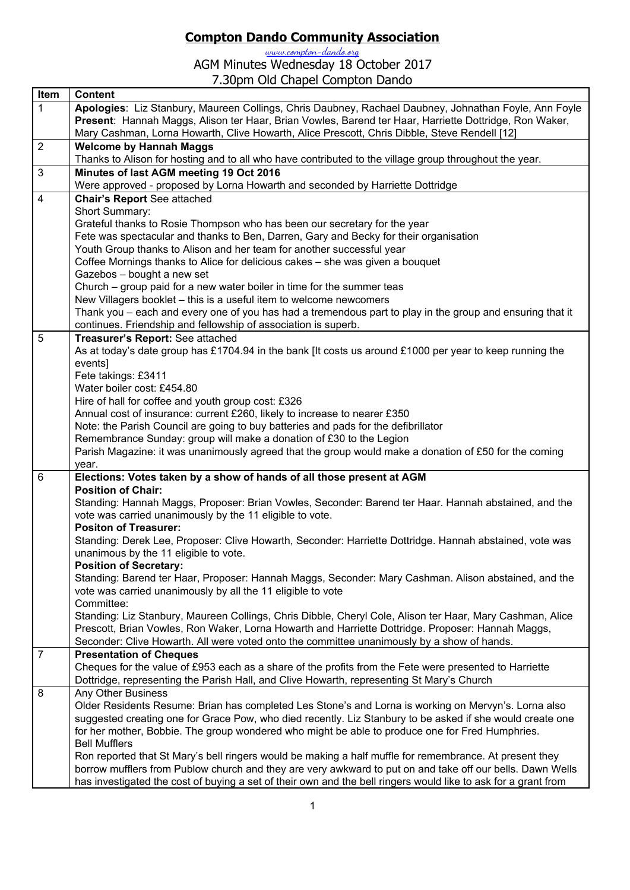# Compton Dando Community Association

www.compton-dando.org

AGM Minutes Wednesday 18 October 2017

7.30pm Old Chapel Compton Dando

| Item | Content |
|---|---|
| 1 | **Apologies**: Liz Stanbury, Maureen Collings, Chris Daubney, Rachael Daubney, Johnathan Foyle, Ann Foyle<br>**Present**: Hannah Maggs, Alison ter Haar, Brian Vowles, Barend ter Haar, Harriette Dottridge, Ron Waker, Mary Cashman, Lorna Howarth, Clive Howarth, Alice Prescott, Chris Dibble, Steve Rendell [12] |
| 2 | **Welcome by Hannah Maggs**<br>Thanks to Alison for hosting and to all who have contributed to the village group throughout the year. |
| 3 | **Minutes of last AGM meeting 19 Oct 2016**<br>Were approved - proposed by Lorna Howarth and seconded by Harriette Dottridge |
| 4 | **Chair's Report** See attached<br>Short Summary:<br>Grateful thanks to Rosie Thompson who has been our secretary for the year<br>Fete was spectacular and thanks to Ben, Darren, Gary and Becky for their organisation<br>Youth Group thanks to Alison and her team for another successful year<br>Coffee Mornings thanks to Alice for delicious cakes – she was given a bouquet<br>Gazebos – bought a new set<br>Church – group paid for a new water boiler in time for the summer teas<br>New Villagers booklet – this is a useful item to welcome newcomers<br>Thank you – each and every one of you has had a tremendous part to play in the group and ensuring that it continues. Friendship and fellowship of association is superb. |
| 5 | **Treasurer's Report:** See attached<br>As at today's date group has £1704.94 in the bank [It costs us around £1000 per year to keep running the events]<br>Fete takings: £3411<br>Water boiler cost: £454.80<br>Hire of hall for coffee and youth group cost: £326<br>Annual cost of insurance: current £260, likely to increase to nearer £350<br>Note: the Parish Council are going to buy batteries and pads for the defibrillator<br>Remembrance Sunday: group will make a donation of £30 to the Legion<br>Parish Magazine: it was unanimously agreed that the group would make a donation of £50 for the coming year. |
| 6 | **Elections: Votes taken by a show of hands of all those present at AGM**<br>**Position of Chair:**<br>Standing: Hannah Maggs, Proposer: Brian Vowles, Seconder: Barend ter Haar. Hannah abstained, and the vote was carried unanimously by the 11 eligible to vote.<br>**Positon of Treasurer:**<br>Standing: Derek Lee, Proposer: Clive Howarth, Seconder: Harriette Dottridge. Hannah abstained, vote was unanimous by the 11 eligible to vote.<br>**Position of Secretary:**<br>Standing: Barend ter Haar, Proposer: Hannah Maggs, Seconder: Mary Cashman. Alison abstained, and the vote was carried unanimously by all the 11 eligible to vote<br>Committee:<br>Standing: Liz Stanbury, Maureen Collings, Chris Dibble, Cheryl Cole, Alison ter Haar, Mary Cashman, Alice Prescott, Brian Vowles, Ron Waker, Lorna Howarth and Harriette Dottridge. Proposer: Hannah Maggs, Seconder: Clive Howarth. All were voted onto the committee unanimously by a show of hands. |
| 7 | **Presentation of Cheques**<br>Cheques for the value of £953 each as a share of the profits from the Fete were presented to Harriette Dottridge, representing the Parish Hall, and Clive Howarth, representing St Mary's Church |
| 8 | Any Other Business<br>Older Residents Resume: Brian has completed Les Stone's and Lorna is working on Mervyn's. Lorna also suggested creating one for Grace Pow, who died recently. Liz Stanbury to be asked if she would create one for her mother, Bobbie. The group wondered who might be able to produce one for Fred Humphries.<br>Bell Mufflers<br>Ron reported that St Mary's bell ringers would be making a half muffle for remembrance. At present they borrow mufflers from Publow church and they are very awkward to put on and take off our bells. Dawn Wells has investigated the cost of buying a set of their own and the bell ringers would like to ask for a grant from |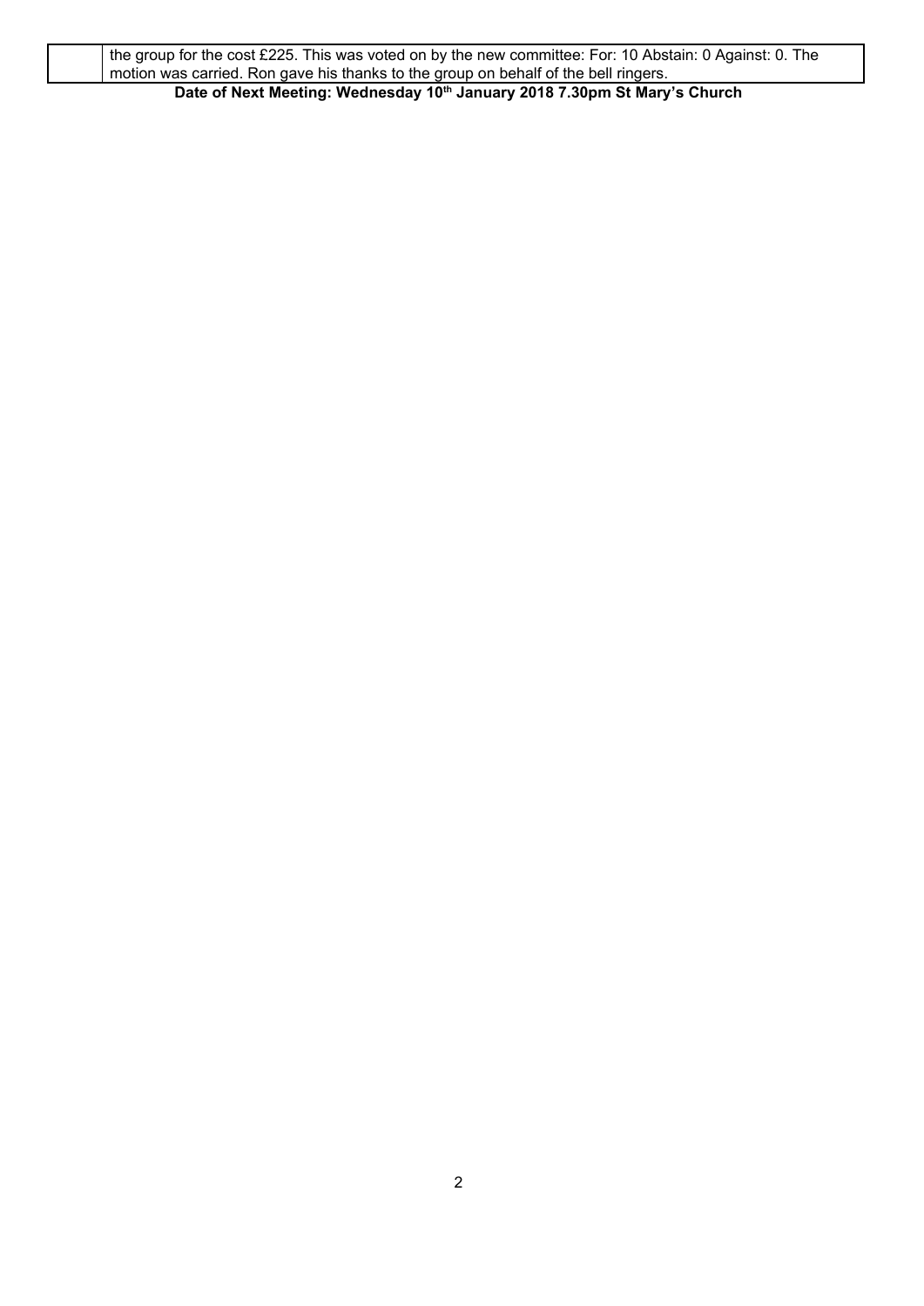| | |
|---|---|
| | the group for the cost £225. This was voted on by the new committee: For: 10 Abstain: 0 Against: 0. The motion was carried. Ron gave his thanks to the group on behalf of the bell ringers. |

**Date of Next Meeting: Wednesday 10th January 2018 7.30pm St Mary's Church**